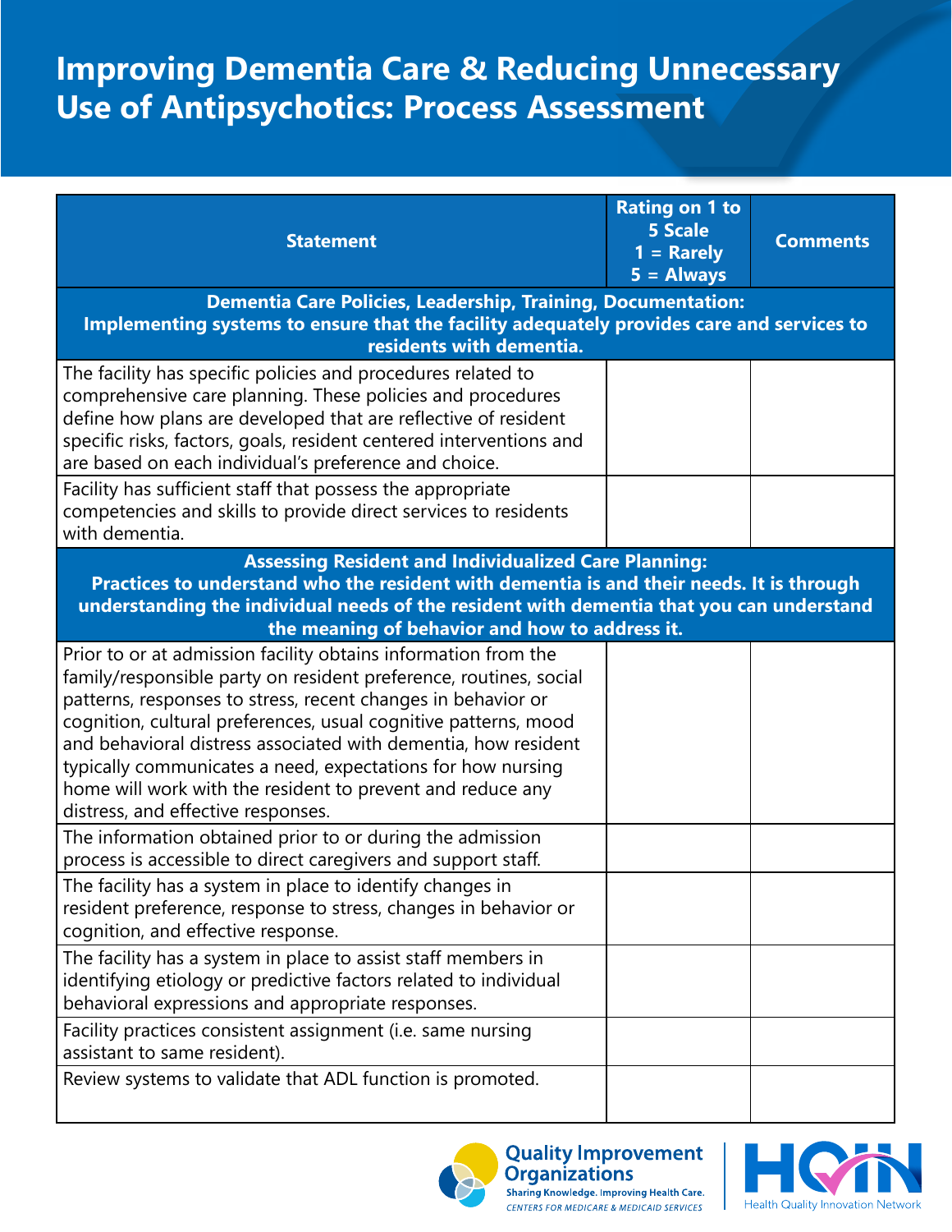# Improving Dementia Care & Reducing Unnecessary Use of Antipsychotics: Process Assessment

| Statement | Rating on 1 to 5 Scale 1 = Rarely 5 = Always | Comments |
|---|---|---|
| **Dementia Care Policies, Leadership, Training, Documentation: Implementing systems to ensure that the facility adequately provides care and services to residents with dementia.** | | |
| The facility has specific policies and procedures related to comprehensive care planning. These policies and procedures define how plans are developed that are reflective of resident specific risks, factors, goals, resident centered interventions and are based on each individual's preference and choice. | | |
| Facility has sufficient staff that possess the appropriate competencies and skills to provide direct services to residents with dementia. | | |
| **Assessing Resident and Individualized Care Planning: Practices to understand who the resident with dementia is and their needs. It is through understanding the individual needs of the resident with dementia that you can understand the meaning of behavior and how to address it.** | | |
| Prior to or at admission facility obtains information from the family/responsible party on resident preference, routines, social patterns, responses to stress, recent changes in behavior or cognition, cultural preferences, usual cognitive patterns, mood and behavioral distress associated with dementia, how resident typically communicates a need, expectations for how nursing home will work with the resident to prevent and reduce any distress, and effective responses. | | |
| The information obtained prior to or during the admission process is accessible to direct caregivers and support staff. | | |
| The facility has a system in place to identify changes in resident preference, response to stress, changes in behavior or cognition, and effective response. | | |
| The facility has a system in place to assist staff members in identifying etiology or predictive factors related to individual behavioral expressions and appropriate responses. | | |
| Facility practices consistent assignment (i.e. same nursing assistant to same resident). | | |
| Review systems to validate that ADL function is promoted. | | |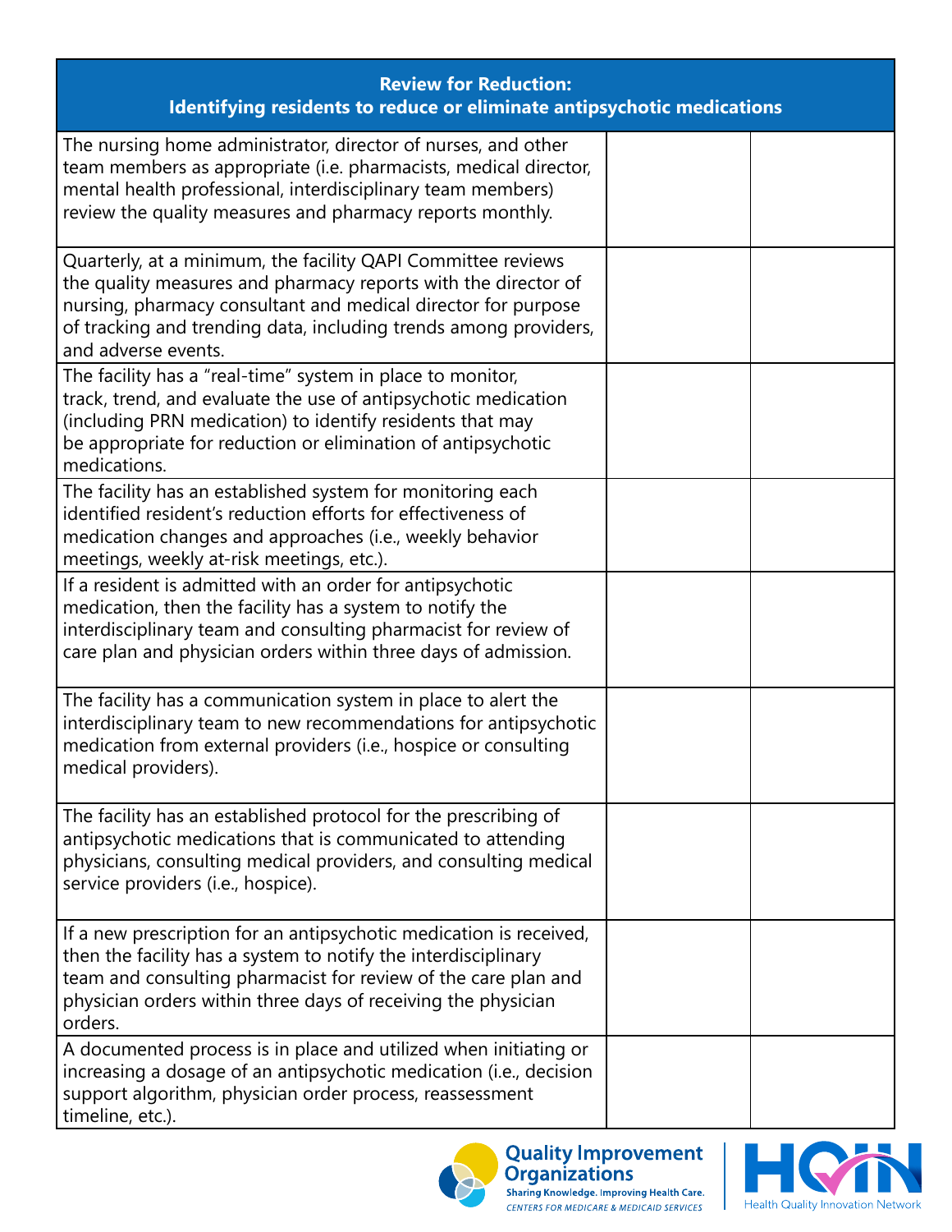| Review for Reduction: Identifying residents to reduce or eliminate antipsychotic medications | | |
|---|---|---|
| The nursing home administrator, director of nurses, and other team members as appropriate (i.e. pharmacists, medical director, mental health professional, interdisciplinary team members) review the quality measures and pharmacy reports monthly. | | |
| Quarterly, at a minimum, the facility QAPI Committee reviews the quality measures and pharmacy reports with the director of nursing, pharmacy consultant and medical director for purpose of tracking and trending data, including trends among providers, and adverse events. | | |
| The facility has a "real-time" system in place to monitor, track, trend, and evaluate the use of antipsychotic medication (including PRN medication) to identify residents that may be appropriate for reduction or elimination of antipsychotic medications. | | |
| The facility has an established system for monitoring each identified resident's reduction efforts for effectiveness of medication changes and approaches (i.e., weekly behavior meetings, weekly at-risk meetings, etc.). | | |
| If a resident is admitted with an order for antipsychotic medication, then the facility has a system to notify the interdisciplinary team and consulting pharmacist for review of care plan and physician orders within three days of admission. | | |
| The facility has a communication system in place to alert the interdisciplinary team to new recommendations for antipsychotic medication from external providers (i.e., hospice or consulting medical providers). | | |
| The facility has an established protocol for the prescribing of antipsychotic medications that is communicated to attending physicians, consulting medical providers, and consulting medical service providers (i.e., hospice). | | |
| If a new prescription for an antipsychotic medication is received, then the facility has a system to notify the interdisciplinary team and consulting pharmacist for review of the care plan and physician orders within three days of receiving the physician orders. | | |
| A documented process is in place and utilized when initiating or increasing a dosage of an antipsychotic medication (i.e., decision support algorithm, physician order process, reassessment timeline, etc.). | | |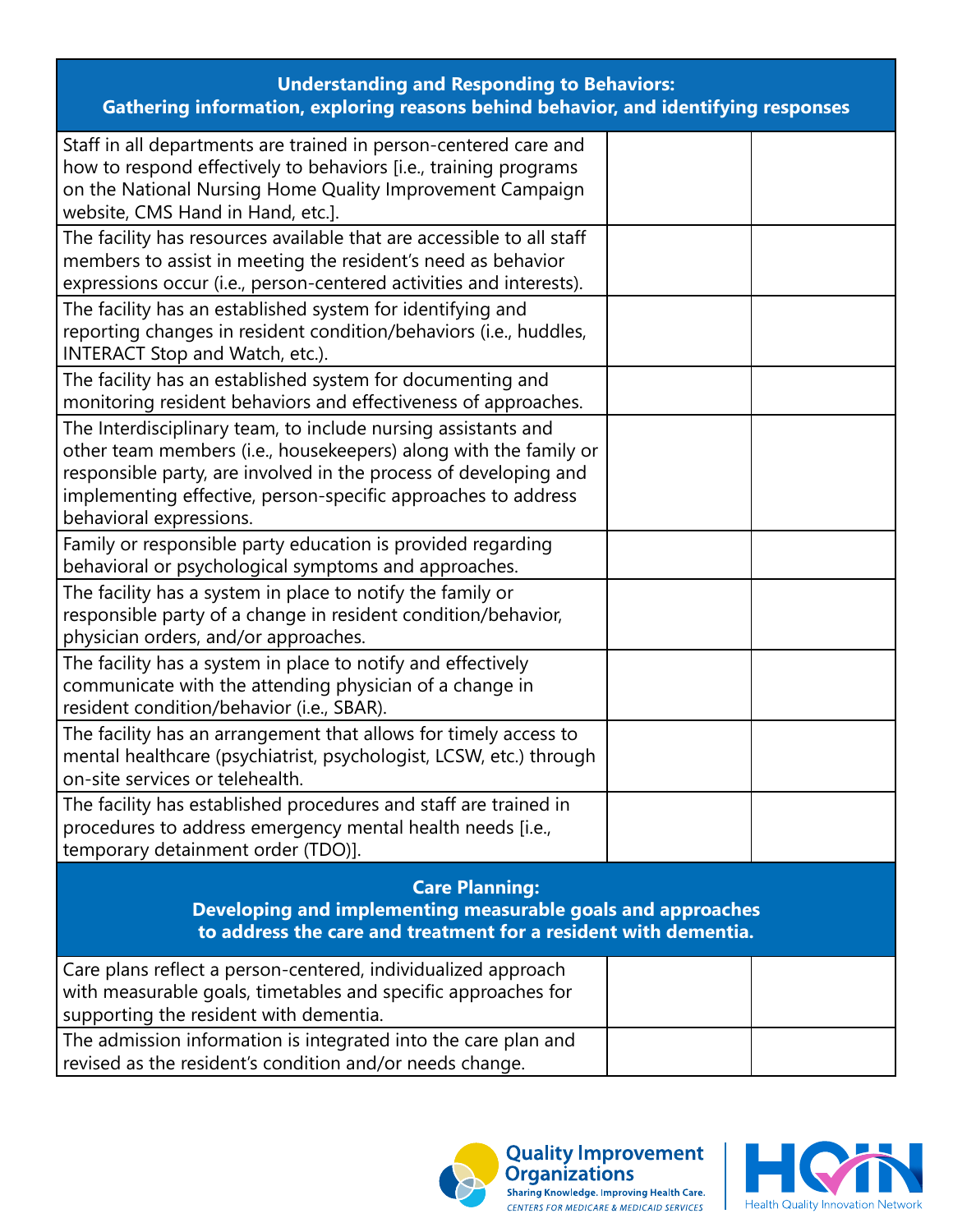| Understanding and Responding to Behaviors: Gathering information, exploring reasons behind behavior, and identifying responses | | |
|---|---|---|
| Staff in all departments are trained in person-centered care and how to respond effectively to behaviors [i.e., training programs on the National Nursing Home Quality Improvement Campaign website, CMS Hand in Hand, etc.]. | | |
| The facility has resources available that are accessible to all staff members to assist in meeting the resident's need as behavior expressions occur (i.e., person-centered activities and interests). | | |
| The facility has an established system for identifying and reporting changes in resident condition/behaviors (i.e., huddles, INTERACT Stop and Watch, etc.). | | |
| The facility has an established system for documenting and monitoring resident behaviors and effectiveness of approaches. | | |
| The Interdisciplinary team, to include nursing assistants and other team members (i.e., housekeepers) along with the family or responsible party, are involved in the process of developing and implementing effective, person-specific approaches to address behavioral expressions. | | |
| Family or responsible party education is provided regarding behavioral or psychological symptoms and approaches. | | |
| The facility has a system in place to notify the family or responsible party of a change in resident condition/behavior, physician orders, and/or approaches. | | |
| The facility has a system in place to notify and effectively communicate with the attending physician of a change in resident condition/behavior (i.e., SBAR). | | |
| The facility has an arrangement that allows for timely access to mental healthcare (psychiatrist, psychologist, LCSW, etc.) through on-site services or telehealth. | | |
| The facility has established procedures and staff are trained in procedures to address emergency mental health needs [i.e., temporary detainment order (TDO)]. | | |
| **Care Planning: Developing and implementing measurable goals and approaches to address the care and treatment for a resident with dementia.** | | |
| Care plans reflect a person-centered, individualized approach with measurable goals, timetables and specific approaches for supporting the resident with dementia. | | |
| The admission information is integrated into the care plan and revised as the resident's condition and/or needs change. | | |

Quality Improvement Organizations
Sharing Knowledge. Improving Health Care.
CENTERS FOR MEDICARE & MEDICAID SERVICES

HQIN Health Quality Innovation Network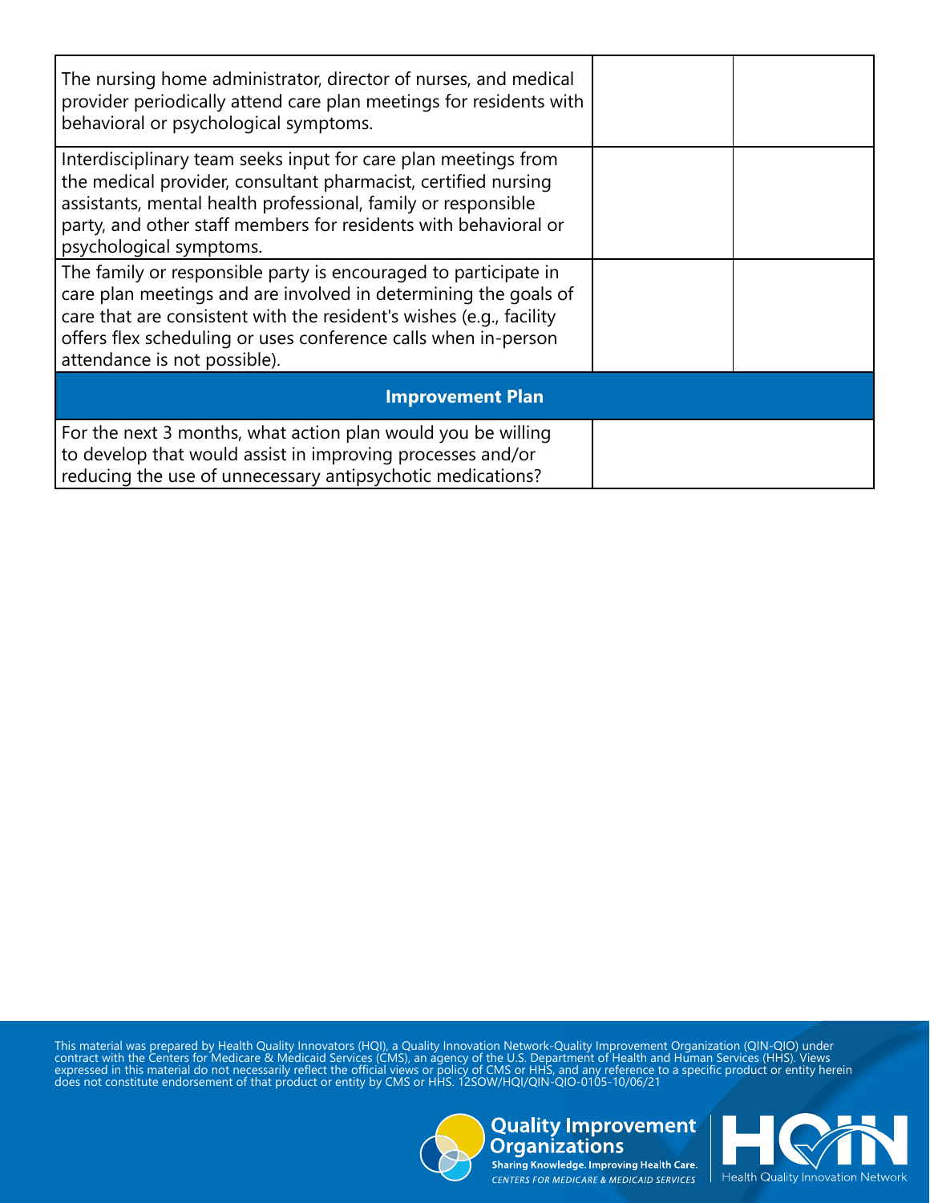| | | |
|---|---|---|
| The nursing home administrator, director of nurses, and medical provider periodically attend care plan meetings for residents with behavioral or psychological symptoms. | | |
| Interdisciplinary team seeks input for care plan meetings from the medical provider, consultant pharmacist, certified nursing assistants, mental health professional, family or responsible party, and other staff members for residents with behavioral or psychological symptoms. | | |
| The family or responsible party is encouraged to participate in care plan meetings and are involved in determining the goals of care that are consistent with the resident's wishes (e.g., facility offers flex scheduling or uses conference calls when in-person attendance is not possible). | | |
| **Improvement Plan** | | |
| For the next 3 months, what action plan would you be willing to develop that would assist in improving processes and/or reducing the use of unnecessary antipsychotic medications? | | |

This material was prepared by Health Quality Innovators (HQI), a Quality Innovation Network-Quality Improvement Organization (QIN-QIO) under contract with the Centers for Medicare & Medicaid Services (CMS), an agency of the U.S. Department of Health and Human Services (HHS). Views expressed in this material do not necessarily reflect the official views or policy of CMS or HHS, and any reference to a specific product or entity herein does not constitute endorsement of that product or entity by CMS or HHS. 12SOW/HQI/QIN-QIO-0105-10/06/21

Quality Improvement Organizations
Sharing Knowledge. Improving Health Care.
CENTERS FOR MEDICARE & MEDICAID SERVICES

HQIN
Health Quality Innovation Network